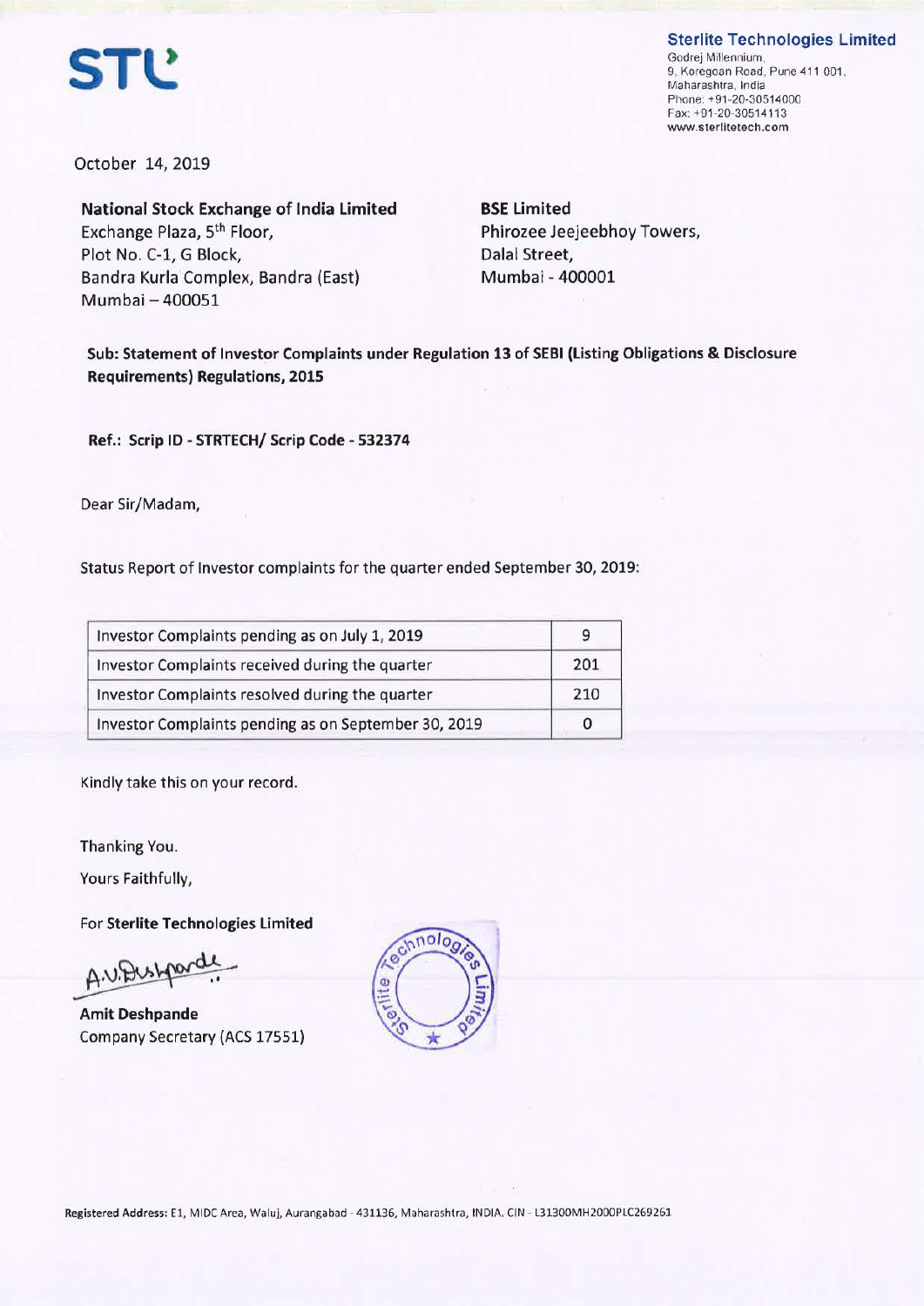STL

**Sterlite Technologies Limited**
Godrej Millennium,
9, Koregoan Road, Pune 411 001,
Maharashtra, India
Phone: +91-20-30514000
Fax: +91-20-30514113
www.sterlitetech.com

October 14, 2019

**National Stock Exchange of India Limited**
Exchange Plaza, 5th Floor,
Plot No. C-1, G Block,
Bandra Kurla Complex, Bandra (East)
Mumbai – 400051

**BSE Limited**
Phirozee Jeejeebhoy Towers,
Dalal Street,
Mumbai - 400001

**Sub: Statement of Investor Complaints under Regulation 13 of SEBI (Listing Obligations & Disclosure Requirements) Regulations, 2015**

**Ref.: Scrip ID - STRTECH/ Scrip Code - 532374**

Dear Sir/Madam,

Status Report of Investor complaints for the quarter ended September 30, 2019:

| | |
|---|---|
| Investor Complaints pending as on July 1, 2019 | 9 |
| Investor Complaints received during the quarter | 201 |
| Investor Complaints resolved during the quarter | 210 |
| Investor Complaints pending as on September 30, 2019 | 0 |

Kindly take this on your record.

Thanking You.

Yours Faithfully,

For **Sterlite Technologies Limited**

A.V.Deshpande

**Amit Deshpande**
Company Secretary (ACS 17551)

Registered Address: E1, MIDC Area, Waluj, Aurangabad - 431136, Maharashtra, INDIA. CIN - L31300MH2000PLC269261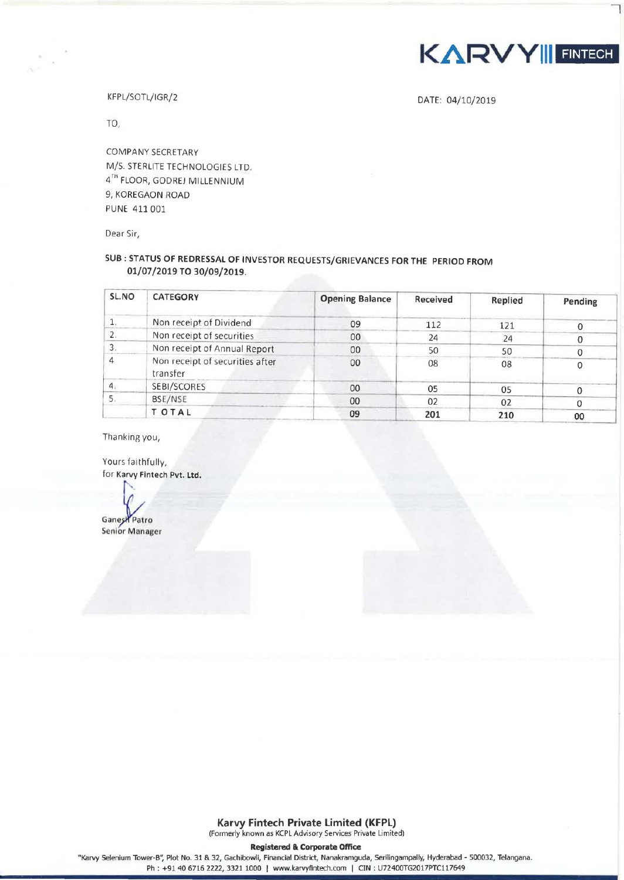KARVY FINTECH

KFPL/SOTL/IGR/2

DATE: 04/10/2019

TO,

COMPANY SECRETARY
M/S. STERLITE TECHNOLOGIES LTD.
4TH FLOOR, GODREJ MILLENNIUM
9, KOREGAON ROAD
PUNE 411 001

Dear Sir,

**SUB : STATUS OF REDRESSAL OF INVESTOR REQUESTS/GRIEVANCES FOR THE PERIOD FROM 01/07/2019 TO 30/09/2019.**

| SL.NO | CATEGORY | Opening Balance | Received | Replied | Pending |
|---|---|---|---|---|---|
| 1. | Non receipt of Dividend | 09 | 112 | 121 | 0 |
| 2. | Non receipt of securities | 00 | 24 | 24 | 0 |
| 3. | Non receipt of Annual Report | 00 | 50 | 50 | 0 |
| 4 | Non receipt of securities after transfer | 00 | 08 | 08 | 0 |
| 4. | SEBI/SCORES | 00 | 05 | 05 | 0 |
| 5. | BSE/NSE | 00 | 02 | 02 | 0 |
| | TOTAL | 09 | 201 | 210 | 00 |

Thanking you,

Yours faithfully,
for Karvy Fintech Pvt. Ltd.

Ganesh Patro
Senior Manager

**Karvy Fintech Private Limited (KFPL)**
(Formerly known as KCPL Advisory Services Private Limited)

**Registered & Corporate Office**
"Karvy Selenium Tower-B", Plot No. 31 & 32, Gachibowli, Financial District, Nanakramguda, Serilingampally, Hyderabad - 500032, Telangana.
Ph : +91 40 6716 2222, 3321 1000 | www.karvyfintech.com | CIN : U72400TG2017PTC117649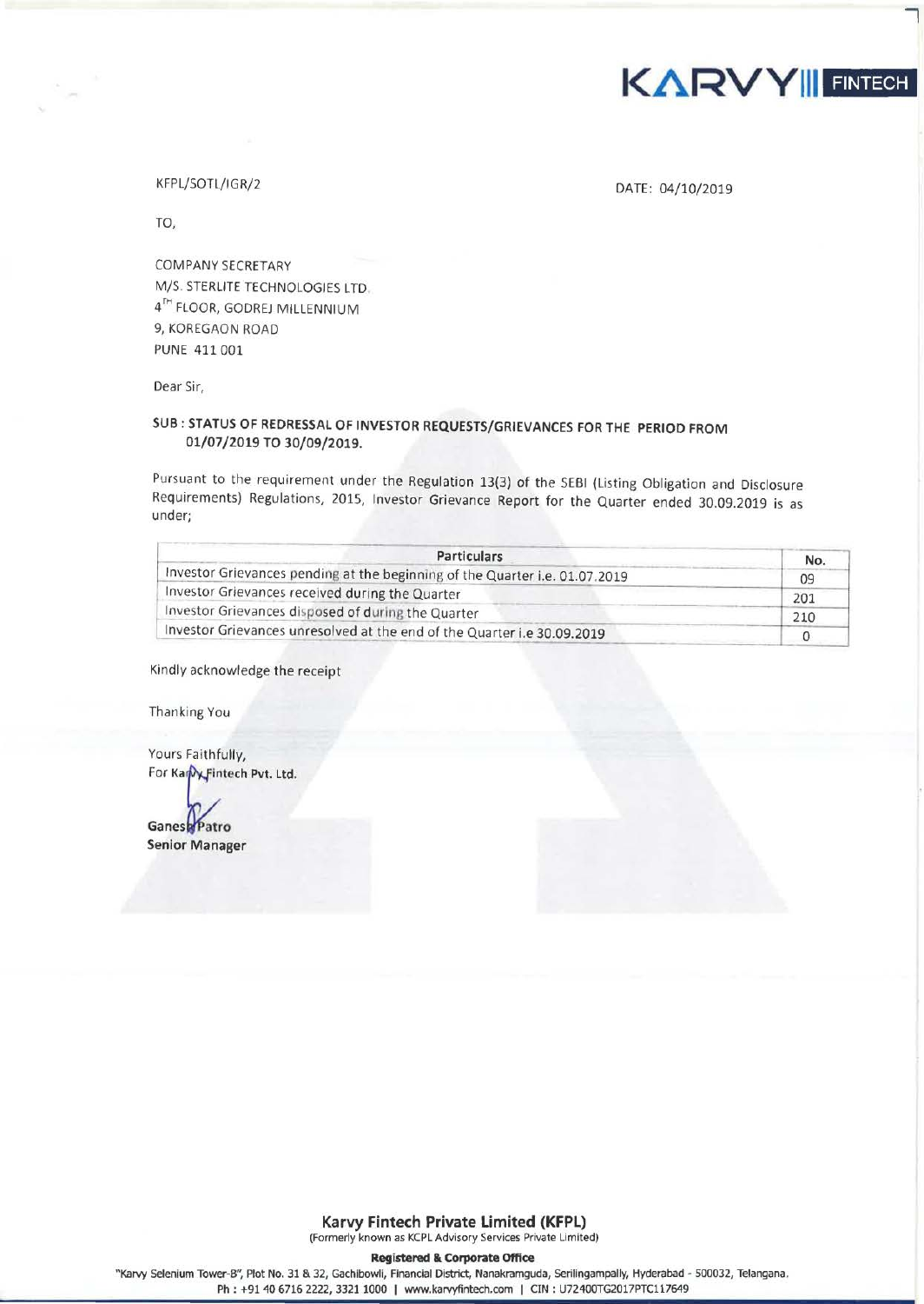KARVY FINTECH

KFPL/SOTL/IGR/2

DATE: 04/10/2019

TO,

COMPANY SECRETARY
M/S. STERLITE TECHNOLOGIES LTD.
4TH FLOOR, GODREJ MILLENNIUM
9, KOREGAON ROAD
PUNE 411 001

Dear Sir,

**SUB : STATUS OF REDRESSAL OF INVESTOR REQUESTS/GRIEVANCES FOR THE PERIOD FROM 01/07/2019 TO 30/09/2019.**

Pursuant to the requirement under the Regulation 13(3) of the SEBI (Listing Obligation and Disclosure Requirements) Regulations, 2015, Investor Grievance Report for the Quarter ended 30.09.2019 is as under;

| Particulars | No. |
|---|---|
| Investor Grievances pending at the beginning of the Quarter i.e. 01.07.2019 | 09 |
| Investor Grievances received during the Quarter | 201 |
| Investor Grievances disposed of during the Quarter | 210 |
| Investor Grievances unresolved at the end of the Quarter i.e 30.09.2019 | 0 |

Kindly acknowledge the receipt

Thanking You

Yours Faithfully,
For Karvy Fintech Pvt. Ltd.

**Ganesh Patro**
**Senior Manager**

**Karvy Fintech Private Limited (KFPL)**
(Formerly known as KCPL Advisory Services Private Limited)

**Registered & Corporate Office**
"Karvy Selenium Tower-B", Plot No. 31 & 32, Gachibowli, Financial District, Nanakramguda, Serilingampally, Hyderabad - 500032, Telangana.
Ph : +91 40 6716 2222, 3321 1000 | www.karvyfintech.com | CIN : U72400TG2017PTC117649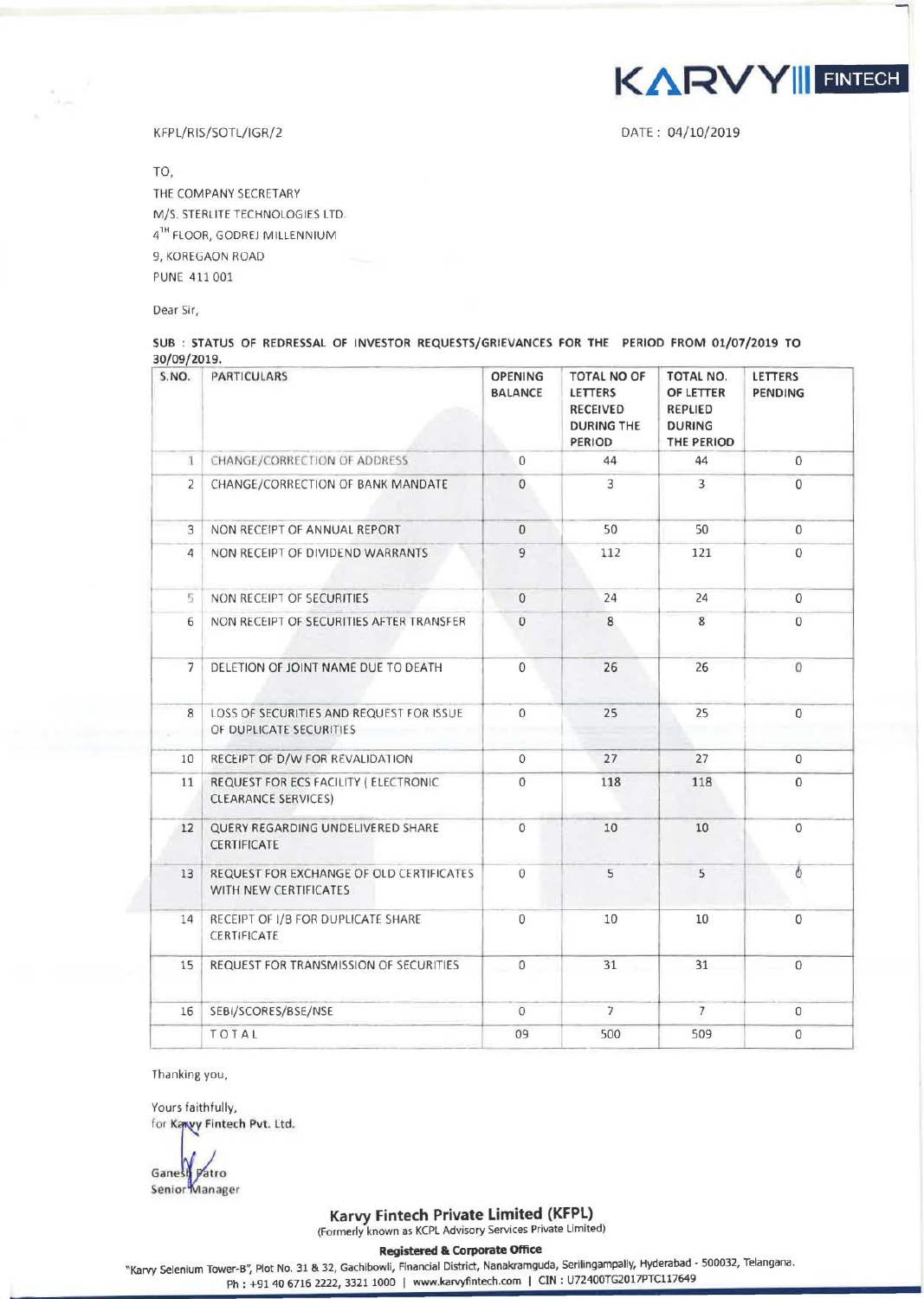KARVY FINTECH

KFPL/RIS/SOTL/IGR/2

DATE : 04/10/2019

TO,
THE COMPANY SECRETARY
M/S. STERLITE TECHNOLOGIES LTD.
4TH FLOOR, GODREJ MILLENNIUM
9, KOREGAON ROAD
PUNE 411 001

Dear Sir,

**SUB : STATUS OF REDRESSAL OF INVESTOR REQUESTS/GRIEVANCES FOR THE PERIOD FROM 01/07/2019 TO 30/09/2019.**

| S.NO. | PARTICULARS | OPENING BALANCE | TOTAL NO OF LETTERS RECEIVED DURING THE PERIOD | TOTAL NO. OF LETTER REPLIED DURING THE PERIOD | LETTERS PENDING |
|---|---|---|---|---|---|
| 1 | CHANGE/CORRECTION OF ADDRESS | 0 | 44 | 44 | 0 |
| 2 | CHANGE/CORRECTION OF BANK MANDATE | 0 | 3 | 3 | 0 |
| 3 | NON RECEIPT OF ANNUAL REPORT | 0 | 50 | 50 | 0 |
| 4 | NON RECEIPT OF DIVIDEND WARRANTS | 9 | 112 | 121 | 0 |
| 5 | NON RECEIPT OF SECURITIES | 0 | 24 | 24 | 0 |
| 6 | NON RECEIPT OF SECURITIES AFTER TRANSFER | 0 | 8 | 8 | 0 |
| 7 | DELETION OF JOINT NAME DUE TO DEATH | 0 | 26 | 26 | 0 |
| 8 | LOSS OF SECURITIES AND REQUEST FOR ISSUE OF DUPLICATE SECURITIES | 0 | 25 | 25 | 0 |
| 10 | RECEIPT OF D/W FOR REVALIDATION | 0 | 27 | 27 | 0 |
| 11 | REQUEST FOR ECS FACILITY ( ELECTRONIC CLEARANCE SERVICES) | 0 | 118 | 118 | 0 |
| 12 | QUERY REGARDING UNDELIVERED SHARE CERTIFICATE | 0 | 10 | 10 | 0 |
| 13 | REQUEST FOR EXCHANGE OF OLD CERTIFICATES WITH NEW CERTIFICATES | 0 | 5 | 5 | 0 |
| 14 | RECEIPT OF I/B FOR DUPLICATE SHARE CERTIFICATE | 0 | 10 | 10 | 0 |
| 15 | REQUEST FOR TRANSMISSION OF SECURITIES | 0 | 31 | 31 | 0 |
| 16 | SEBI/SCORES/BSE/NSE | 0 | 7 | 7 | 0 |
| | TOTAL | 09 | 500 | 509 | 0 |

Thanking you,

Yours faithfully,
for Karvy Fintech Pvt. Ltd.

Ganesh Patro
Senior Manager

**Karvy Fintech Private Limited (KFPL)**
(Formerly known as KCPL Advisory Services Private Limited)

**Registered & Corporate Office**
"Karvy Selenium Tower-B", Plot No. 31 & 32, Gachibowli, Financial District, Nanakramguda, Serilingampally, Hyderabad - 500032, Telangana.
Ph : +91 40 6716 2222, 3321 1000 | www.karvyfintech.com | CIN : U72400TG2017PTC117649